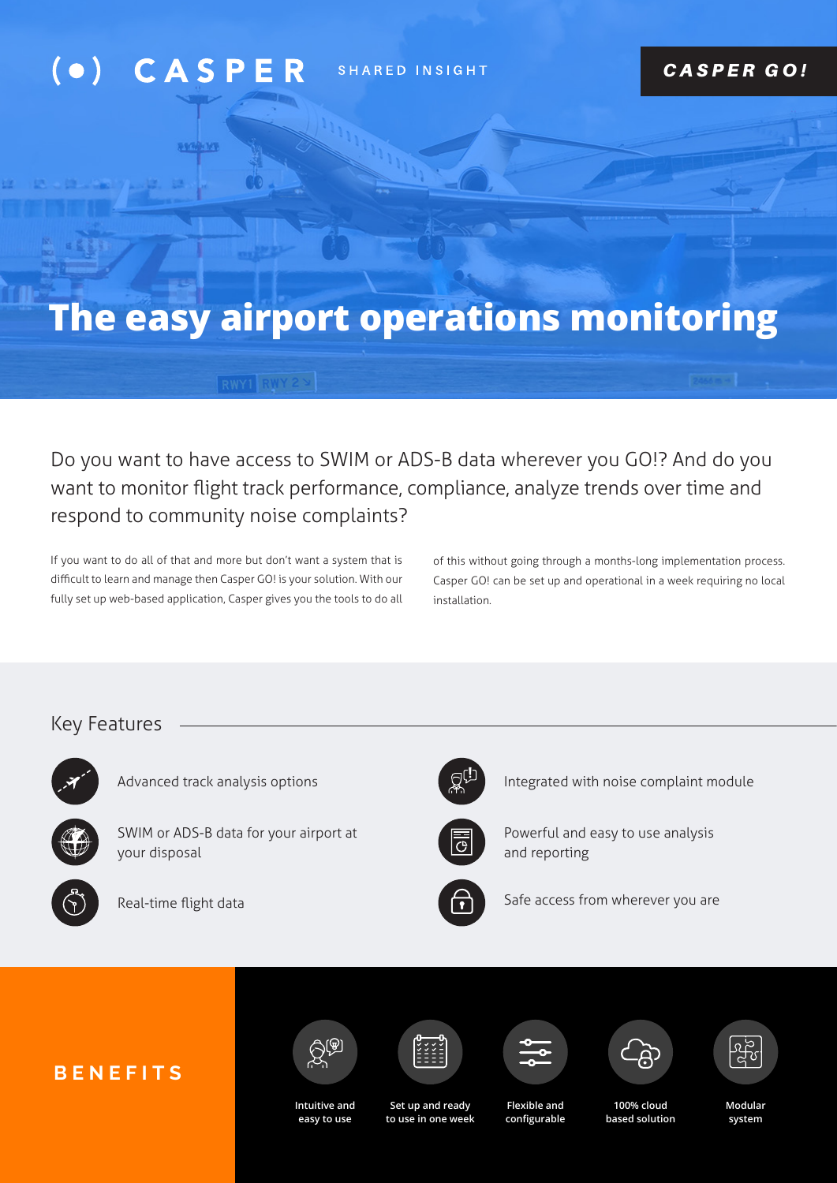(•) CASPER SHARED INSIGHT

**CASPER GO!**

# The easy airport operations monitoring

Do you want to have access to SWIM or ADS-B data wherever you GO!? And do you want to monitor flight track performance, compliance, analyze trends over time and respond to community noise complaints?

If you want to do all of that and more but don't want a system that is difficult to learn and manage then Casper GO! is your solution. With our fully set up web-based application, Casper gives you the tools to do all of this without going through a months-long implementation process. Casper GO! can be set up and operational in a week requiring no local installation.

## Key Features

- Advanced track analysis options
- SWIM or ADS-B data for your airport at your disposal
- Real-time flight data
- Integrated with noise complaint module
- Powerful and easy to use analysis and reporting
- Safe access from wherever you are

## BENEFITS

- Intuitive and easy to use
- Set up and ready to use in one week
- Flexible and configurable
- 100% cloud based solution
- Modular system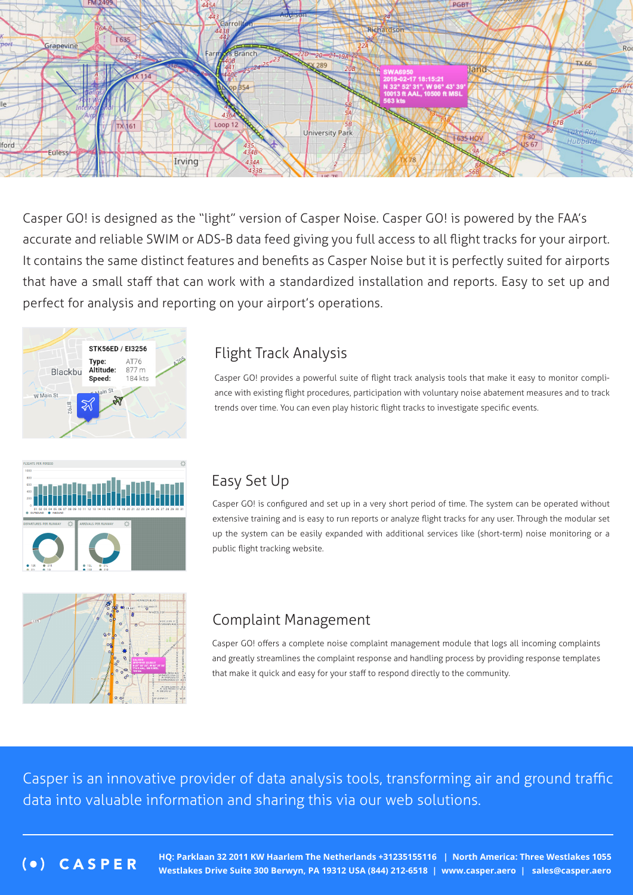Casper GO! is designed as the "light" version of Casper Noise. Casper GO! is powered by the FAA's accurate and reliable SWIM or ADS-B data feed giving you full access to all flight tracks for your airport. It contains the same distinct features and benefits as Casper Noise but it is perfectly suited for airports that have a small staff that can work with a standardized installation and reports. Easy to set up and perfect for analysis and reporting on your airport's operations.

## Flight Track Analysis

Casper GO! provides a powerful suite of flight track analysis tools that make it easy to monitor compliance with existing flight procedures, participation with voluntary noise abatement measures and to track trends over time. You can even play historic flight tracks to investigate specific events.

## Easy Set Up

Casper GO! is configured and set up in a very short period of time. The system can be operated without extensive training and is easy to run reports or analyze flight tracks for any user. Through the modular set up the system can be easily expanded with additional services like (short-term) noise monitoring or a public flight tracking website.

## Complaint Management

Casper GO! offers a complete noise complaint management module that logs all incoming complaints and greatly streamlines the complaint response and handling process by providing response templates that make it quick and easy for your staff to respond directly to the community.

Casper is an innovative provider of data analysis tools, transforming air and ground traffic data into valuable information and sharing this via our web solutions.

CASPER

**HQ: Parklaan 32 2011 KW Haarlem The Netherlands +31235155116 | North America: Three Westlakes 1055 Westlakes Drive Suite 300 Berwyn, PA 19312 USA (844) 212-6518 | www.casper.aero | sales@casper.aero**